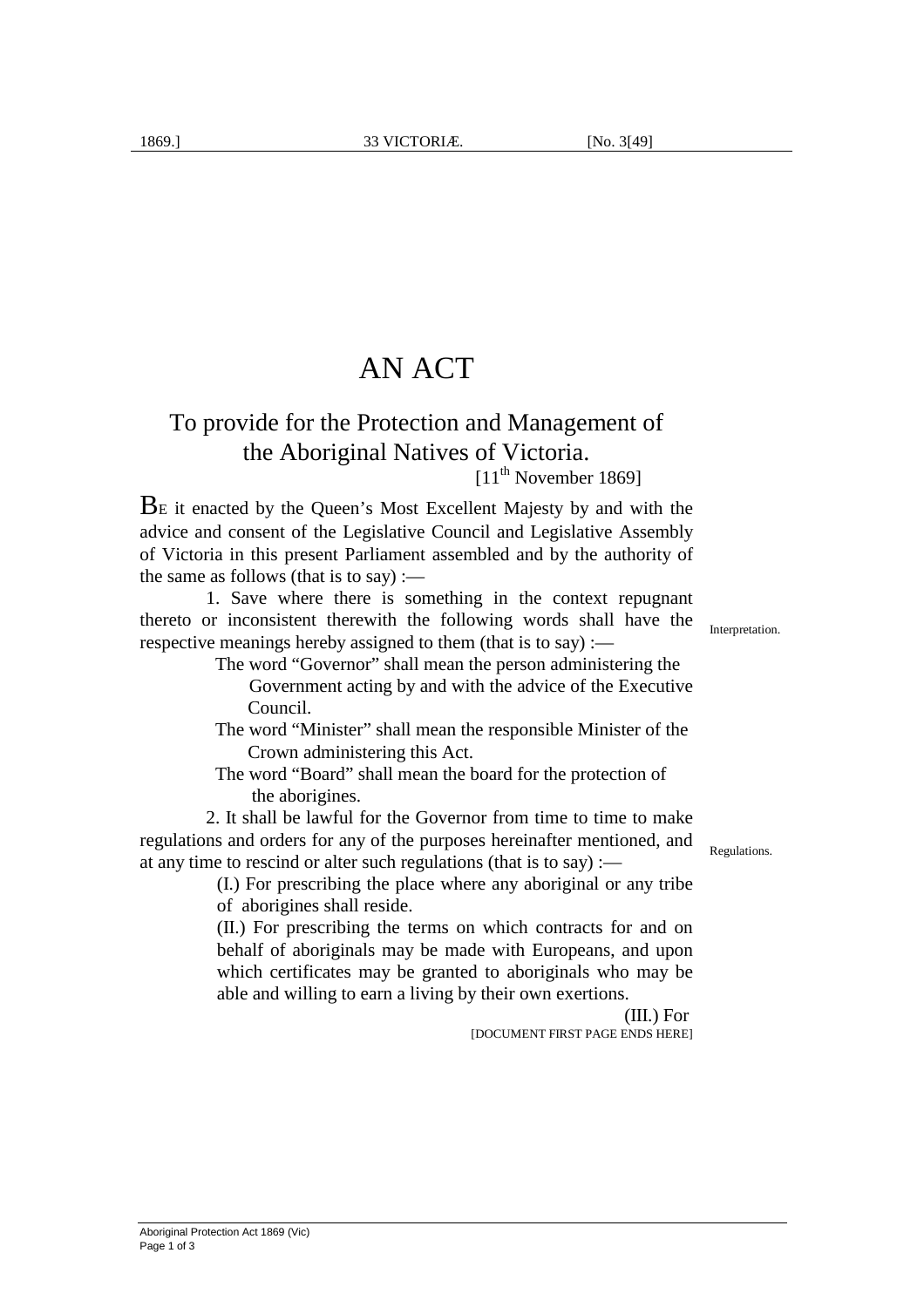# AN ACT

## To provide for the Protection and Management of the Aboriginal Natives of Victoria.

[11th November 1869]

**B**E it enacted by the Queen's Most Excellent Majesty by and with the advice and consent of the Legislative Council and Legislative Assembly of Victoria in this present Parliament assembled and by the authority of the same as follows (that is to say) :—

*Interpretation.*

1. Save where there is something in the context repugnant thereto or inconsistent therewith the following words shall have the respective meanings hereby assigned to them (that is to say) :—

The word "Governor" shall mean the person administering the Government acting by and with the advice of the Executive Council.

The word "Minister" shall mean the responsible Minister of the Crown administering this Act.

The word "Board" shall mean the board for the protection of the aborigines.

*Regulations.*

2. It shall be lawful for the Governor from time to time to make regulations and orders for any of the purposes hereinafter mentioned, and at any time to rescind or alter such regulations (that is to say) :—

(I.) For prescribing the place where any aboriginal or any tribe of aborigines shall reside.

(II.) For prescribing the terms on which contracts for and on behalf of aboriginals may be made with Europeans, and upon which certificates may be granted to aboriginals who may be able and willing to earn a living by their own exertions.

(III.) For

[DOCUMENT FIRST PAGE ENDS HERE]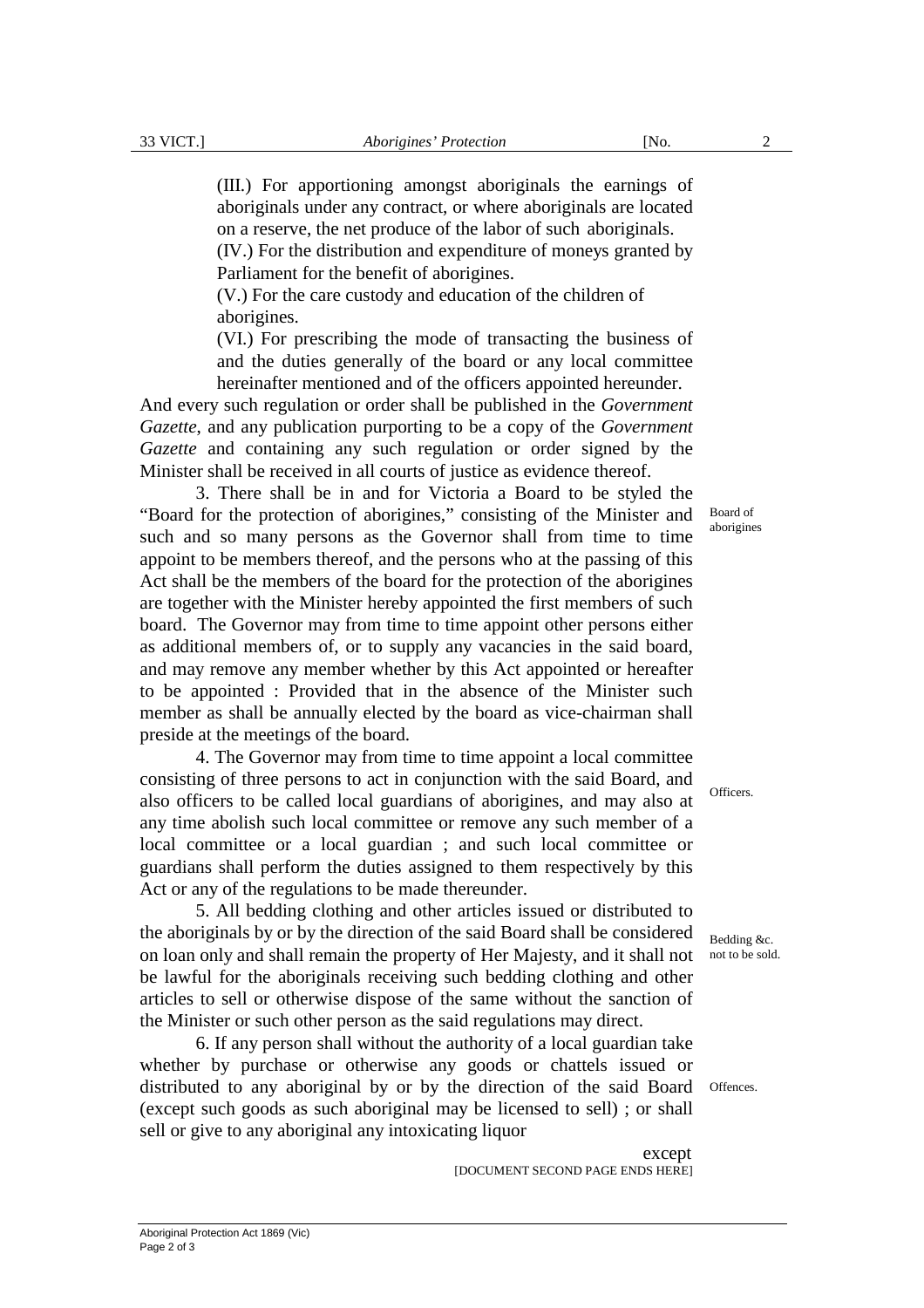(III.) For apportioning amongst aboriginals the earnings of aboriginals under any contract, or where aboriginals are located on a reserve, the net produce of the labor of such aboriginals.

(IV.) For the distribution and expenditure of moneys granted by Parliament for the benefit of aborigines.

(V.) For the care custody and education of the children of aborigines.

(VI.) For prescribing the mode of transacting the business of and the duties generally of the board or any local committee hereinafter mentioned and of the officers appointed hereunder.

And every such regulation or order shall be published in the *Government Gazette*, and any publication purporting to be a copy of the *Government Gazette* and containing any such regulation or order signed by the Minister shall be received in all courts of justice as evidence thereof.

Board of aborigines

3. There shall be in and for Victoria a Board to be styled the "Board for the protection of aborigines," consisting of the Minister and such and so many persons as the Governor shall from time to time appoint to be members thereof, and the persons who at the passing of this Act shall be the members of the board for the protection of the aborigines are together with the Minister hereby appointed the first members of such board. The Governor may from time to time appoint other persons either as additional members of, or to supply any vacancies in the said board, and may remove any member whether by this Act appointed or hereafter to be appointed : Provided that in the absence of the Minister such member as shall be annually elected by the board as vice-chairman shall preside at the meetings of the board.

Officers.

4. The Governor may from time to time appoint a local committee consisting of three persons to act in conjunction with the said Board, and also officers to be called local guardians of aborigines, and may also at any time abolish such local committee or remove any such member of a local committee or a local guardian ; and such local committee or guardians shall perform the duties assigned to them respectively by this Act or any of the regulations to be made thereunder.

Bedding &c. not to be sold.

5. All bedding clothing and other articles issued or distributed to the aboriginals by or by the direction of the said Board shall be considered on loan only and shall remain the property of Her Majesty, and it shall not be lawful for the aboriginals receiving such bedding clothing and other articles to sell or otherwise dispose of the same without the sanction of the Minister or such other person as the said regulations may direct.

Offences.

6. If any person shall without the authority of a local guardian take whether by purchase or otherwise any goods or chattels issued or distributed to any aboriginal by or by the direction of the said Board (except such goods as such aboriginal may be licensed to sell) ; or shall sell or give to any aboriginal any intoxicating liquor

except

[DOCUMENT SECOND PAGE ENDS HERE]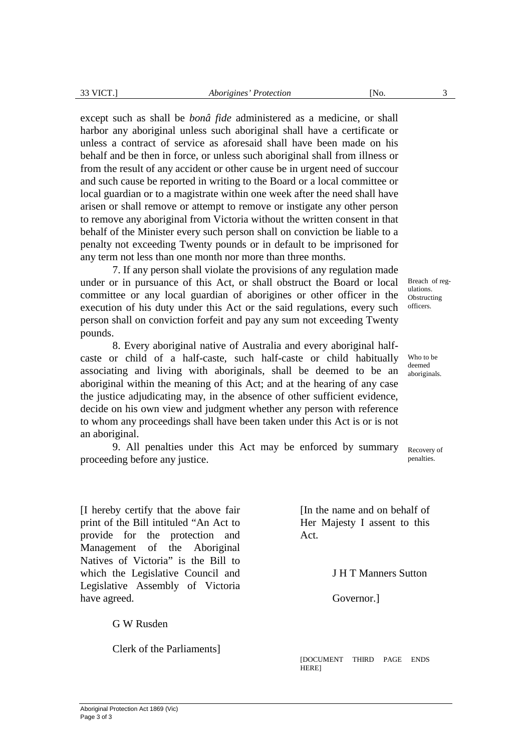except such as shall be *bonâ fide* administered as a medicine, or shall harbor any aboriginal unless such aboriginal shall have a certificate or unless a contract of service as aforesaid shall have been made on his behalf and be then in force, or unless such aboriginal shall from illness or from the result of any accident or other cause be in urgent need of succour and such cause be reported in writing to the Board or a local committee or local guardian or to a magistrate within one week after the need shall have arisen or shall remove or attempt to remove or instigate any other person to remove any aboriginal from Victoria without the written consent in that behalf of the Minister every such person shall on conviction be liable to a penalty not exceeding Twenty pounds or in default to be imprisoned for any term not less than one month nor more than three months.

Breach of regulations. Obstructing officers.

7. If any person shall violate the provisions of any regulation made under or in pursuance of this Act, or shall obstruct the Board or local committee or any local guardian of aborigines or other officer in the execution of his duty under this Act or the said regulations, every such person shall on conviction forfeit and pay any sum not exceeding Twenty pounds.

Who to be deemed aboriginals.

8. Every aboriginal native of Australia and every aboriginal half-caste or child of a half-caste, such half-caste or child habitually associating and living with aboriginals, shall be deemed to be an aboriginal within the meaning of this Act; and at the hearing of any case the justice adjudicating may, in the absence of other sufficient evidence, decide on his own view and judgment whether any person with reference to whom any proceedings shall have been taken under this Act is or is not an aboriginal.

Recovery of penalties.

9. All penalties under this Act may be enforced by summary proceeding before any justice.

[I hereby certify that the above fair print of the Bill intituled "An Act to provide for the protection and Management of the Aboriginal Natives of Victoria" is the Bill to which the Legislative Council and Legislative Assembly of Victoria have agreed.

G W Rusden

Clerk of the Parliaments]

[In the name and on behalf of Her Majesty I assent to this Act.

J H T Manners Sutton

Governor.]

[DOCUMENT THIRD PAGE ENDS HERE]